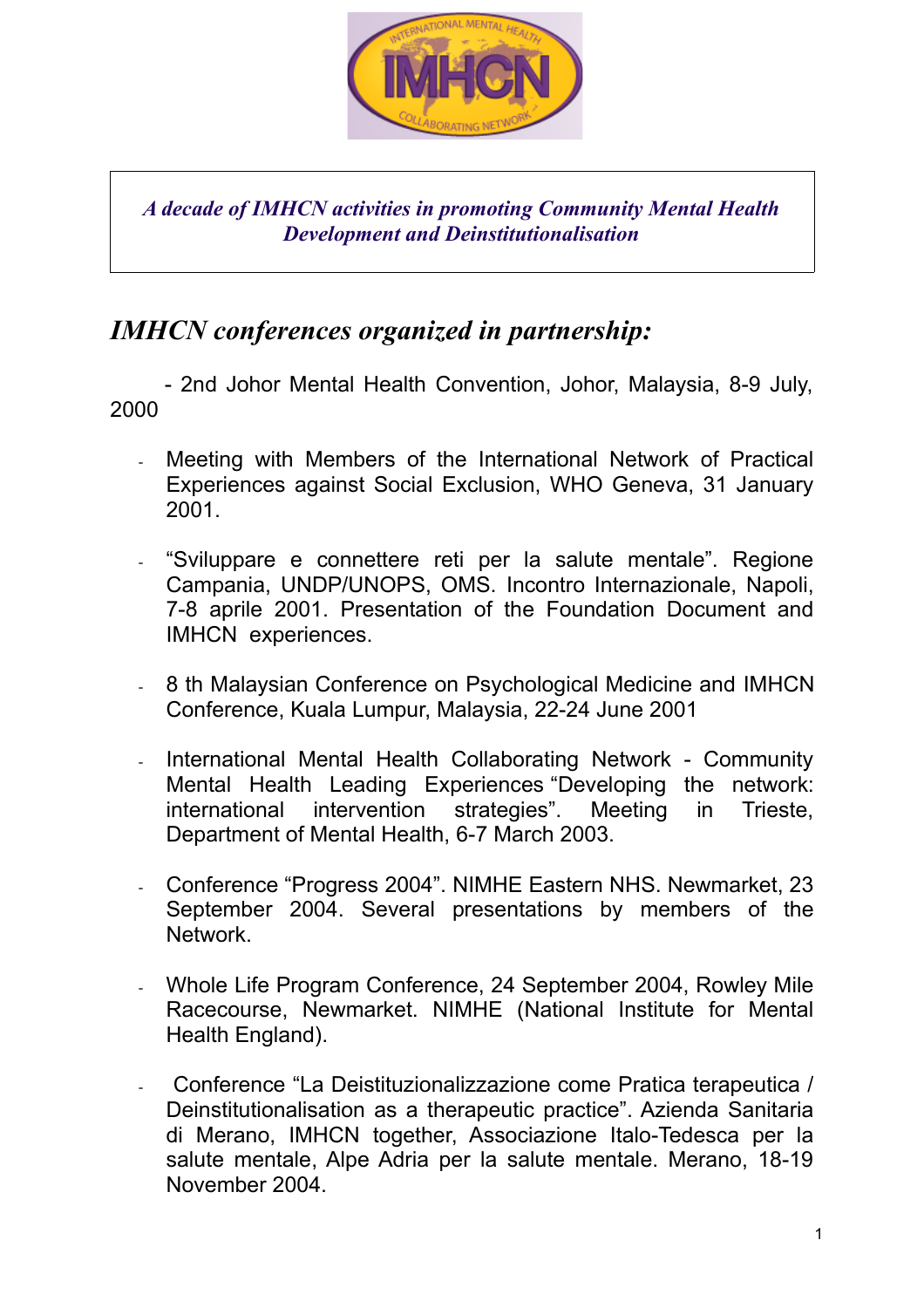*A decade of IMHCN activities in promoting Community Mental Health Development and Deinstitutionalisation*

## *IMHCN conferences organized in partnership:*

- 2nd Johor Mental Health Convention, Johor, Malaysia, 8-9 July, 2000

- Meeting with Members of the International Network of Practical Experiences against Social Exclusion, WHO Geneva, 31 January 2001.

- "Sviluppare e connettere reti per la salute mentale". Regione Campania, UNDP/UNOPS, OMS. Incontro Internazionale, Napoli, 7-8 aprile 2001. Presentation of the Foundation Document and IMHCN experiences.

- 8 th Malaysian Conference on Psychological Medicine and IMHCN Conference, Kuala Lumpur, Malaysia, 22-24 June 2001

- International Mental Health Collaborating Network - Community Mental Health Leading Experiences "Developing the network: international intervention strategies". Meeting in Trieste, Department of Mental Health, 6-7 March 2003.

- Conference "Progress 2004". NIMHE Eastern NHS. Newmarket, 23 September 2004. Several presentations by members of the Network.

- Whole Life Program Conference, 24 September 2004, Rowley Mile Racecourse, Newmarket. NIMHE (National Institute for Mental Health England).

- Conference "La Deistituzionalizzazione come Pratica terapeutica / Deinstitutionalisation as a therapeutic practice". Azienda Sanitaria di Merano, IMHCN together, Associazione Italo-Tedesca per la salute mentale, Alpe Adria per la salute mentale. Merano, 18-19 November 2004.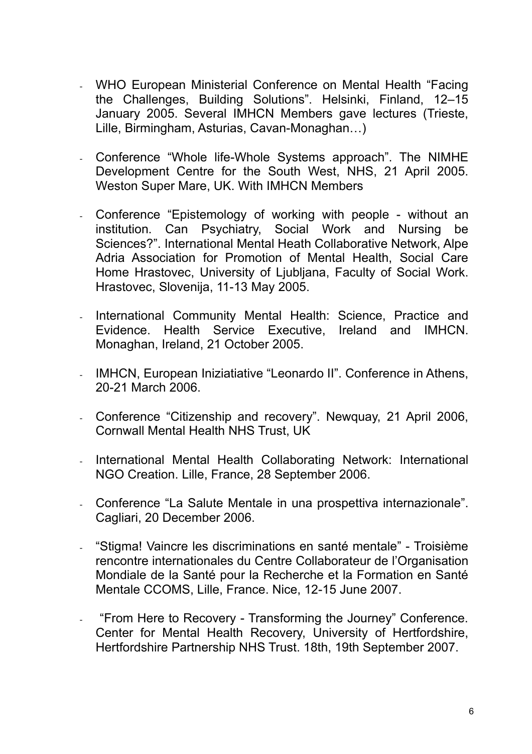- WHO European Ministerial Conference on Mental Health “Facing the Challenges, Building Solutions”. Helsinki, Finland, 12–15 January 2005. Several IMHCN Members gave lectures (Trieste, Lille, Birmingham, Asturias, Cavan-Monaghan…)

- Conference “Whole life-Whole Systems approach”. The NIMHE Development Centre for the South West, NHS, 21 April 2005. Weston Super Mare, UK. With IMHCN Members

- Conference “Epistemology of working with people - without an institution. Can Psychiatry, Social Work and Nursing be Sciences?”. International Mental Heath Collaborative Network, Alpe Adria Association for Promotion of Mental Health, Social Care Home Hrastovec, University of Ljubljana, Faculty of Social Work. Hrastovec, Slovenija, 11-13 May 2005.

- International Community Mental Health: Science, Practice and Evidence. Health Service Executive, Ireland and IMHCN. Monaghan, Ireland, 21 October 2005.

- IMHCN, European Iniziatiative “Leonardo II”. Conference in Athens, 20-21 March 2006.

- Conference “Citizenship and recovery”. Newquay, 21 April 2006, Cornwall Mental Health NHS Trust, UK

- International Mental Health Collaborating Network: International NGO Creation. Lille, France, 28 September 2006.

- Conference “La Salute Mentale in una prospettiva internazionale”. Cagliari, 20 December 2006.

- “Stigma! Vaincre les discriminations en santé mentale” - Troisième rencontre internationales du Centre Collaborateur de l’Organisation Mondiale de la Santé pour la Recherche et la Formation en Santé Mentale CCOMS, Lille, France. Nice, 12-15 June 2007.

- “From Here to Recovery - Transforming the Journey” Conference. Center for Mental Health Recovery, University of Hertfordshire, Hertfordshire Partnership NHS Trust. 18th, 19th September 2007.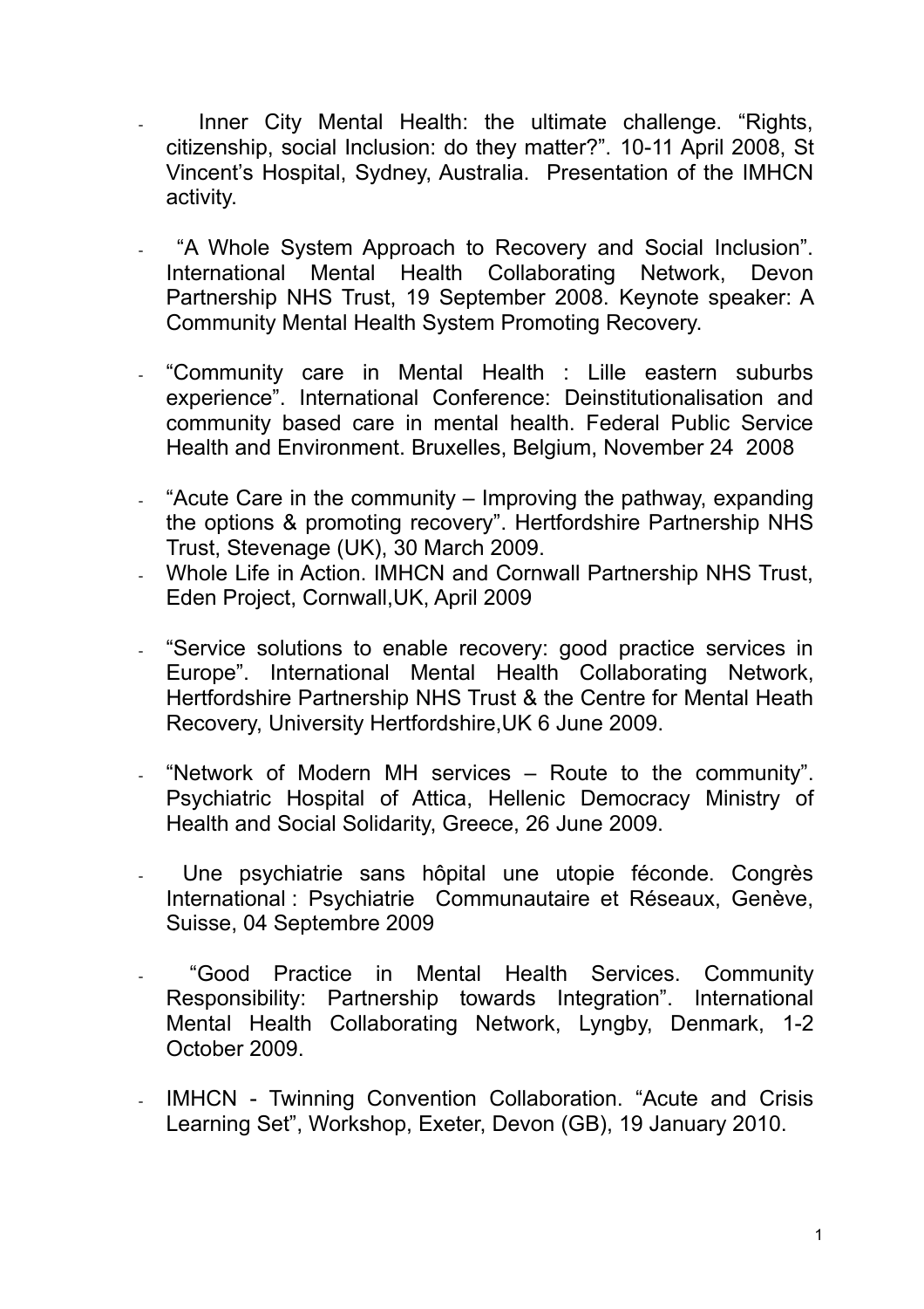- Inner City Mental Health: the ultimate challenge. "Rights, citizenship, social Inclusion: do they matter?". 10-11 April 2008, St Vincent's Hospital, Sydney, Australia. Presentation of the IMHCN activity.

- "A Whole System Approach to Recovery and Social Inclusion". International Mental Health Collaborating Network, Devon Partnership NHS Trust, 19 September 2008. Keynote speaker: A Community Mental Health System Promoting Recovery.

- "Community care in Mental Health : Lille eastern suburbs experience". International Conference: Deinstitutionalisation and community based care in mental health. Federal Public Service Health and Environment. Bruxelles, Belgium, November 24 2008

- "Acute Care in the community – Improving the pathway, expanding the options & promoting recovery". Hertfordshire Partnership NHS Trust, Stevenage (UK), 30 March 2009.
- Whole Life in Action. IMHCN and Cornwall Partnership NHS Trust, Eden Project, Cornwall,UK, April 2009

- "Service solutions to enable recovery: good practice services in Europe". International Mental Health Collaborating Network, Hertfordshire Partnership NHS Trust & the Centre for Mental Heath Recovery, University Hertfordshire,UK 6 June 2009.

- "Network of Modern MH services – Route to the community". Psychiatric Hospital of Attica, Hellenic Democracy Ministry of Health and Social Solidarity, Greece, 26 June 2009.

- Une psychiatrie sans hôpital une utopie féconde. Congrès International : Psychiatrie Communautaire et Réseaux, Genève, Suisse, 04 Septembre 2009

- "Good Practice in Mental Health Services. Community Responsibility: Partnership towards Integration". International Mental Health Collaborating Network, Lyngby, Denmark, 1-2 October 2009.

- IMHCN - Twinning Convention Collaboration. "Acute and Crisis Learning Set", Workshop, Exeter, Devon (GB), 19 January 2010.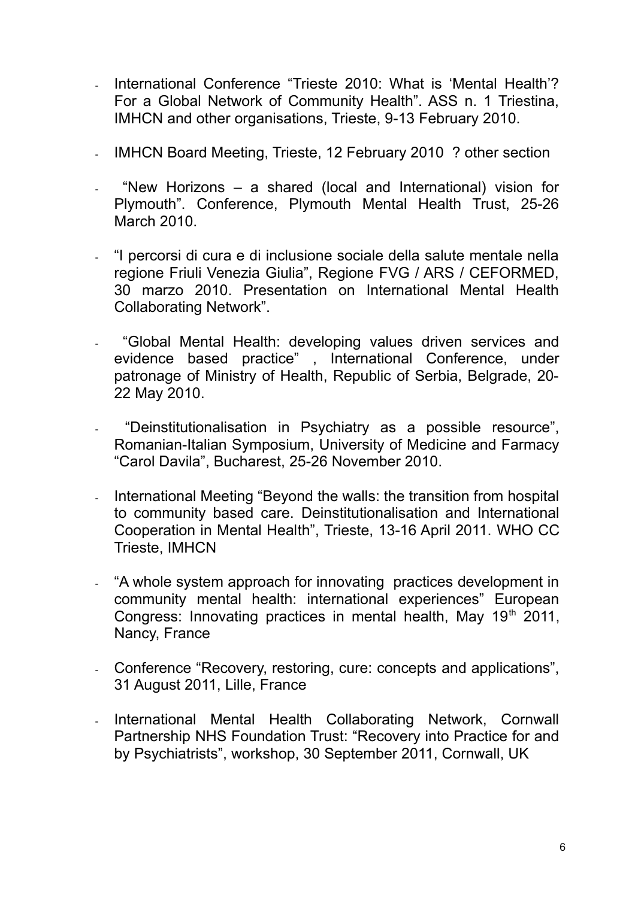- International Conference "Trieste 2010: What is 'Mental Health'? For a Global Network of Community Health". ASS n. 1 Triestina, IMHCN and other organisations, Trieste, 9-13 February 2010.

- IMHCN Board Meeting, Trieste, 12 February 2010 ? other section

- "New Horizons – a shared (local and International) vision for Plymouth". Conference, Plymouth Mental Health Trust, 25-26 March 2010.

- "I percorsi di cura e di inclusione sociale della salute mentale nella regione Friuli Venezia Giulia", Regione FVG / ARS / CEFORMED, 30 marzo 2010. Presentation on International Mental Health Collaborating Network".

- "Global Mental Health: developing values driven services and evidence based practice" , International Conference, under patronage of Ministry of Health, Republic of Serbia, Belgrade, 20-22 May 2010.

- "Deinstitutionalisation in Psychiatry as a possible resource", Romanian-Italian Symposium, University of Medicine and Farmacy "Carol Davila", Bucharest, 25-26 November 2010.

- International Meeting "Beyond the walls: the transition from hospital to community based care. Deinstitutionalisation and International Cooperation in Mental Health", Trieste, 13-16 April 2011. WHO CC Trieste, IMHCN

- "A whole system approach for innovating practices development in community mental health: international experiences" European Congress: Innovating practices in mental health, May 19th 2011, Nancy, France

- Conference "Recovery, restoring, cure: concepts and applications", 31 August 2011, Lille, France

- International Mental Health Collaborating Network, Cornwall Partnership NHS Foundation Trust: "Recovery into Practice for and by Psychiatrists", workshop, 30 September 2011, Cornwall, UK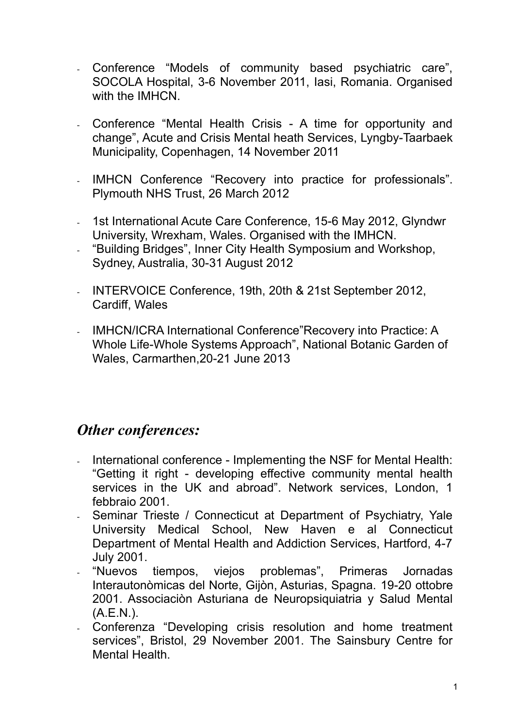- Conference “Models of community based psychiatric care”, SOCOLA Hospital, 3-6 November 2011, Iasi, Romania. Organised with the IMHCN.

- Conference “Mental Health Crisis - A time for opportunity and change”, Acute and Crisis Mental heath Services, Lyngby-Taarbaek Municipality, Copenhagen, 14 November 2011

- IMHCN Conference “Recovery into practice for professionals”. Plymouth NHS Trust, 26 March 2012

- 1st International Acute Care Conference, 15-6 May 2012, Glyndwr University, Wrexham, Wales. Organised with the IMHCN.
- “Building Bridges”, Inner City Health Symposium and Workshop, Sydney, Australia, 30-31 August 2012

- INTERVOICE Conference, 19th, 20th & 21st September 2012, Cardiff, Wales

- IMHCN/ICRA International Conference”Recovery into Practice: A Whole Life-Whole Systems Approach”, National Botanic Garden of Wales, Carmarthen,20-21 June 2013

## *Other conferences:*

- International conference - Implementing the NSF for Mental Health: “Getting it right - developing effective community mental health services in the UK and abroad”. Network services, London, 1 febbraio 2001.
- Seminar Trieste / Connecticut at Department of Psychiatry, Yale University Medical School, New Haven e al Connecticut Department of Mental Health and Addiction Services, Hartford, 4-7 July 2001.
- “Nuevos tiempos, viejos problemas”, Primeras Jornadas Interautonòmicas del Norte, Gijòn, Asturias, Spagna. 19-20 ottobre 2001. Associaciòn Asturiana de Neuropsiquiatria y Salud Mental (A.E.N.).
- Conferenza “Developing crisis resolution and home treatment services”, Bristol, 29 November 2001. The Sainsbury Centre for Mental Health.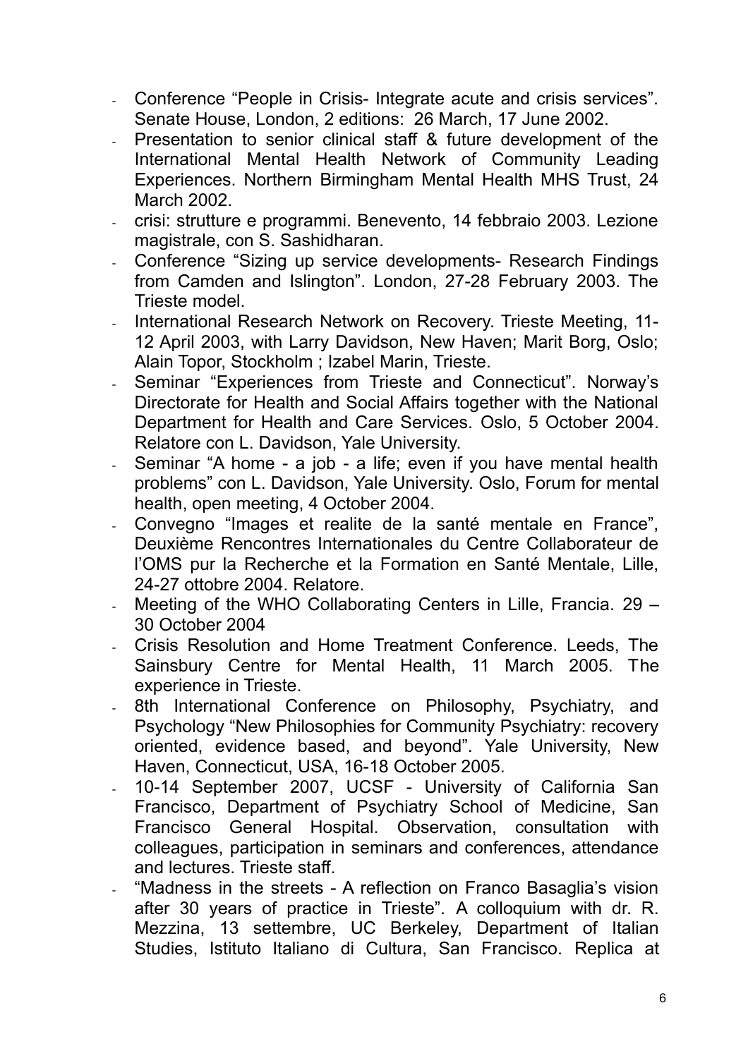- Conference “People in Crisis- Integrate acute and crisis services”. Senate House, London, 2 editions: 26 March, 17 June 2002.
- Presentation to senior clinical staff & future development of the International Mental Health Network of Community Leading Experiences. Northern Birmingham Mental Health MHS Trust, 24 March 2002.
- crisi: strutture e programmi. Benevento, 14 febbraio 2003. Lezione magistrale, con S. Sashidharan.
- Conference “Sizing up service developments- Research Findings from Camden and Islington”. London, 27-28 February 2003. The Trieste model.
- International Research Network on Recovery. Trieste Meeting, 11-12 April 2003, with Larry Davidson, New Haven; Marit Borg, Oslo; Alain Topor, Stockholm ; Izabel Marin, Trieste.
- Seminar “Experiences from Trieste and Connecticut”. Norway’s Directorate for Health and Social Affairs together with the National Department for Health and Care Services. Oslo, 5 October 2004. Relatore con L. Davidson, Yale University.
- Seminar “A home - a job - a life; even if you have mental health problems” con L. Davidson, Yale University. Oslo, Forum for mental health, open meeting, 4 October 2004.
- Convegno “Images et realite de la santé mentale en France”, Deuxième Rencontres Internationales du Centre Collaborateur de l’OMS pur la Recherche et la Formation en Santé Mentale, Lille, 24-27 ottobre 2004. Relatore.
- Meeting of the WHO Collaborating Centers in Lille, Francia. 29 – 30 October 2004
- Crisis Resolution and Home Treatment Conference. Leeds, The Sainsbury Centre for Mental Health, 11 March 2005. The experience in Trieste.
- 8th International Conference on Philosophy, Psychiatry, and Psychology “New Philosophies for Community Psychiatry: recovery oriented, evidence based, and beyond”. Yale University, New Haven, Connecticut, USA, 16-18 October 2005.
- 10-14 September 2007, UCSF - University of California San Francisco, Department of Psychiatry School of Medicine, San Francisco General Hospital. Observation, consultation with colleagues, participation in seminars and conferences, attendance and lectures. Trieste staff.
- “Madness in the streets - A reflection on Franco Basaglia’s vision after 30 years of practice in Trieste”. A colloquium with dr. R. Mezzina, 13 settembre, UC Berkeley, Department of Italian Studies, Istituto Italiano di Cultura, San Francisco. Replica at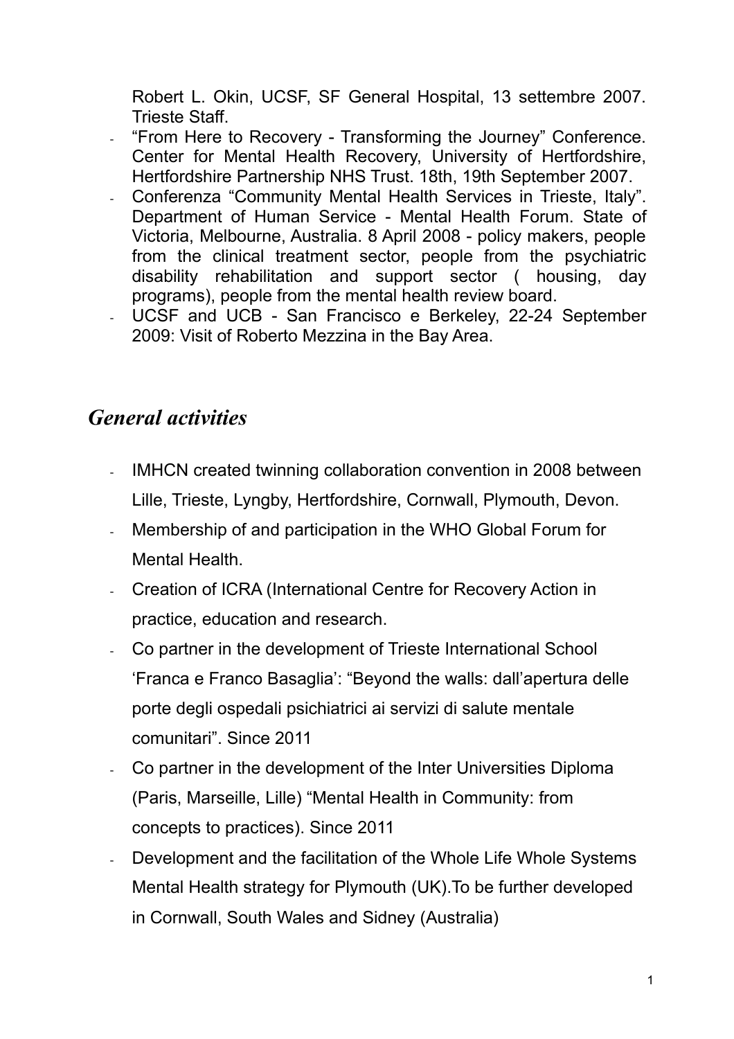Robert L. Okin, UCSF, SF General Hospital, 13 settembre 2007. Trieste Staff.

- "From Here to Recovery - Transforming the Journey" Conference. Center for Mental Health Recovery, University of Hertfordshire, Hertfordshire Partnership NHS Trust. 18th, 19th September 2007.
- Conferenza "Community Mental Health Services in Trieste, Italy". Department of Human Service - Mental Health Forum. State of Victoria, Melbourne, Australia. 8 April 2008 - policy makers, people from the clinical treatment sector, people from the psychiatric disability rehabilitation and support sector ( housing, day programs), people from the mental health review board.
- UCSF and UCB - San Francisco e Berkeley, 22-24 September 2009: Visit of Roberto Mezzina in the Bay Area.

## *General activities*

- IMHCN created twinning collaboration convention in 2008 between Lille, Trieste, Lyngby, Hertfordshire, Cornwall, Plymouth, Devon.
- Membership of and participation in the WHO Global Forum for Mental Health.
- Creation of ICRA (International Centre for Recovery Action in practice, education and research.
- Co partner in the development of Trieste International School 'Franca e Franco Basaglia': "Beyond the walls: dall'apertura delle porte degli ospedali psichiatrici ai servizi di salute mentale comunitari". Since 2011
- Co partner in the development of the Inter Universities Diploma (Paris, Marseille, Lille) "Mental Health in Community: from concepts to practices). Since 2011
- Development and the facilitation of the Whole Life Whole Systems Mental Health strategy for Plymouth (UK).To be further developed in Cornwall, South Wales and Sidney (Australia)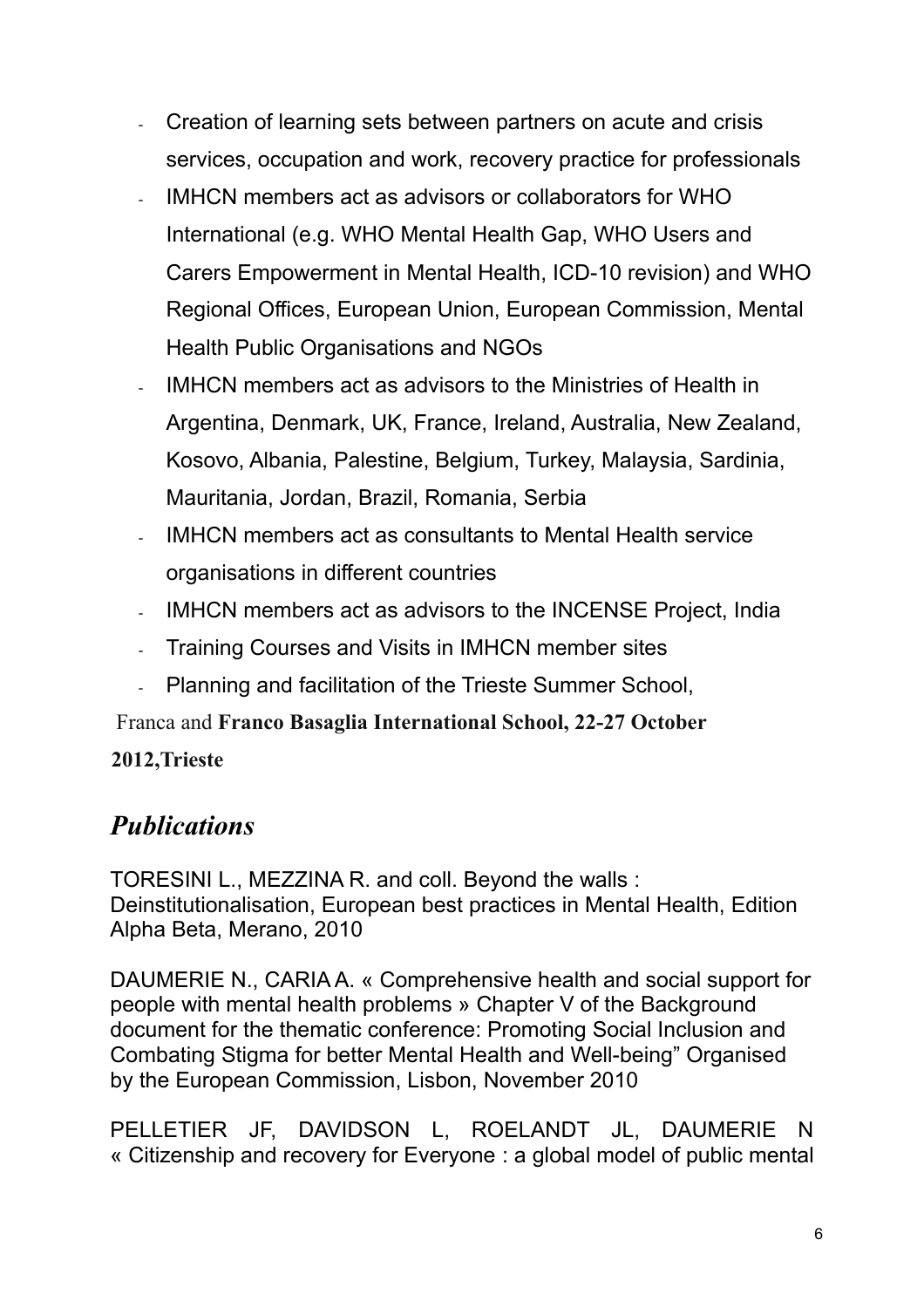- Creation of learning sets between partners on acute and crisis services, occupation and work, recovery practice for professionals
- IMHCN members act as advisors or collaborators for WHO International (e.g. WHO Mental Health Gap, WHO Users and Carers Empowerment in Mental Health, ICD-10 revision) and WHO Regional Offices, European Union, European Commission, Mental Health Public Organisations and NGOs
- IMHCN members act as advisors to the Ministries of Health in Argentina, Denmark, UK, France, Ireland, Australia, New Zealand, Kosovo, Albania, Palestine, Belgium, Turkey, Malaysia, Sardinia, Mauritania, Jordan, Brazil, Romania, Serbia
- IMHCN members act as consultants to Mental Health service organisations in different countries
- IMHCN members act as advisors to the INCENSE Project, India
- Training Courses and Visits in IMHCN member sites
- Planning and facilitation of the Trieste Summer School,

Franca and **Franco Basaglia International School, 22-27 October 2012,Trieste**

## *Publications*

TORESINI L., MEZZINA R. and coll. Beyond the walls : Deinstitutionalisation, European best practices in Mental Health, Edition Alpha Beta, Merano, 2010

DAUMERIE N., CARIA A. « Comprehensive health and social support for people with mental health problems » Chapter V of the Background document for the thematic conference: Promoting Social Inclusion and Combating Stigma for better Mental Health and Well-being" Organised by the European Commission, Lisbon, November 2010

PELLETIER JF, DAVIDSON L, ROELANDT JL, DAUMERIE N « Citizenship and recovery for Everyone : a global model of public mental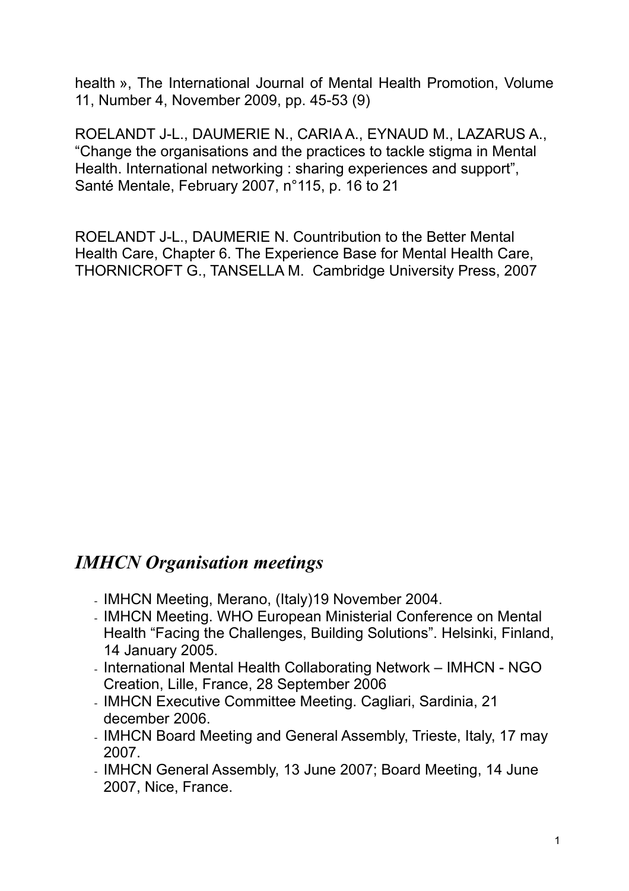health », The International Journal of Mental Health Promotion, Volume 11, Number 4, November 2009, pp. 45-53 (9)

ROELANDT J-L., DAUMERIE N., CARIA A., EYNAUD M., LAZARUS A., “Change the organisations and the practices to tackle stigma in Mental Health. International networking : sharing experiences and support”, Santé Mentale, February 2007, n°115, p. 16 to 21

ROELANDT J-L., DAUMERIE N. Countribution to the Better Mental Health Care, Chapter 6. The Experience Base for Mental Health Care, THORNICROFT G., TANSELLA M. Cambridge University Press, 2007

## *IMHCN Organisation meetings*

- IMHCN Meeting, Merano, (Italy)19 November 2004.
- IMHCN Meeting. WHO European Ministerial Conference on Mental Health “Facing the Challenges, Building Solutions”. Helsinki, Finland, 14 January 2005.
- International Mental Health Collaborating Network – IMHCN - NGO Creation, Lille, France, 28 September 2006
- IMHCN Executive Committee Meeting. Cagliari, Sardinia, 21 december 2006.
- IMHCN Board Meeting and General Assembly, Trieste, Italy, 17 may 2007.
- IMHCN General Assembly, 13 June 2007; Board Meeting, 14 June 2007, Nice, France.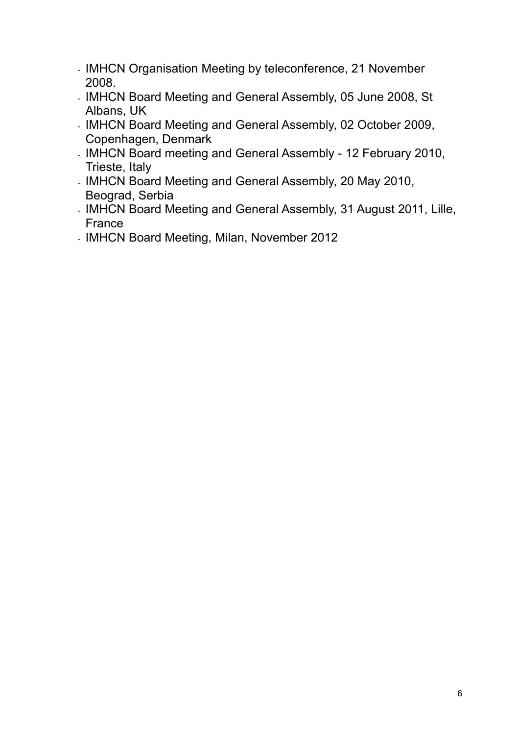- IMHCN Organisation Meeting by teleconference, 21 November 2008.
- IMHCN Board Meeting and General Assembly, 05 June 2008, St Albans, UK
- IMHCN Board Meeting and General Assembly, 02 October 2009, Copenhagen, Denmark
- IMHCN Board meeting and General Assembly - 12 February 2010, Trieste, Italy
- IMHCN Board Meeting and General Assembly, 20 May 2010, Beograd, Serbia
- IMHCN Board Meeting and General Assembly, 31 August 2011, Lille, France
- IMHCN Board Meeting, Milan, November 2012